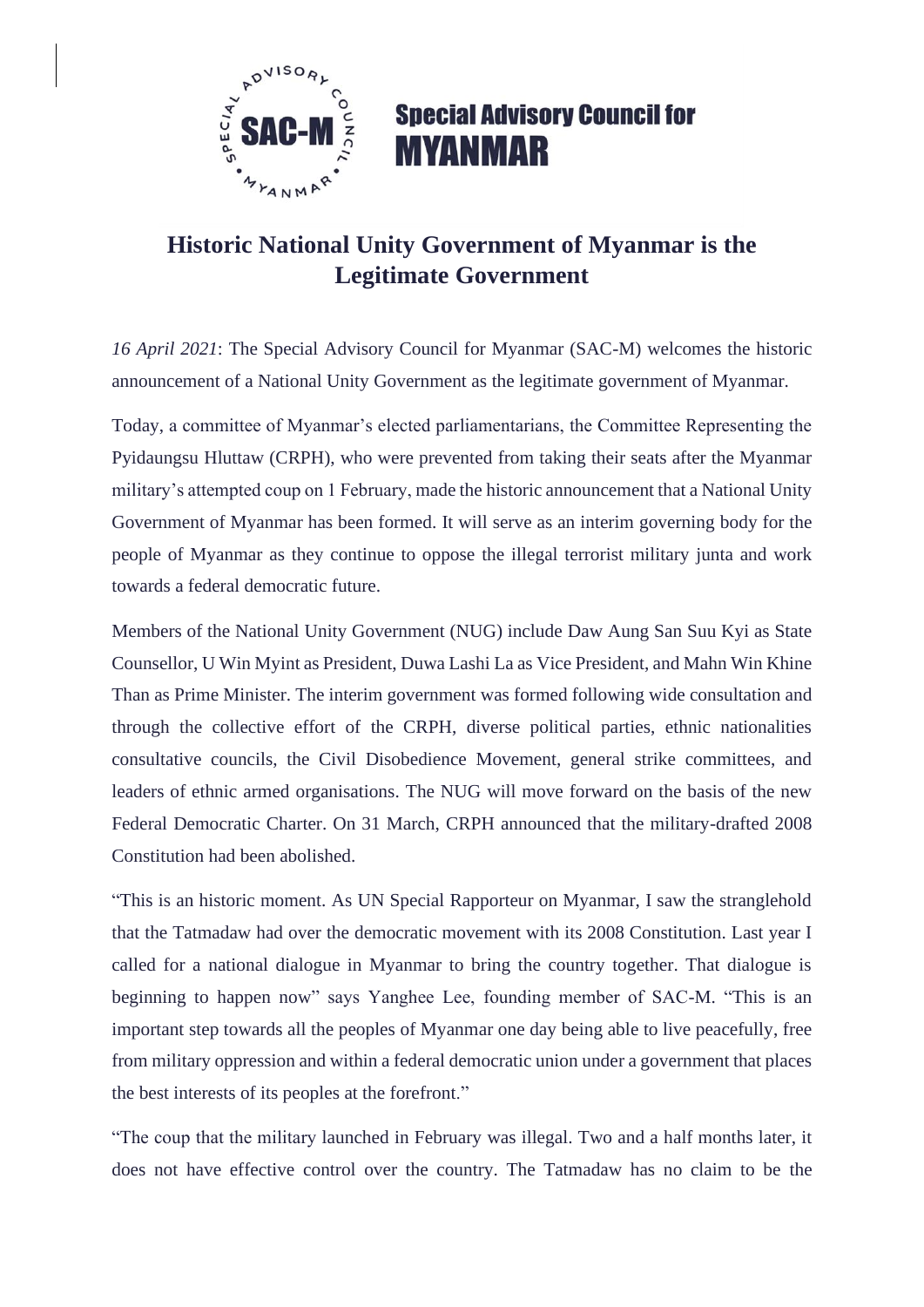**Special Advisory Council for MYANMAR**

# Historic National Unity Government of Myanmar is the Legitimate Government

*16 April 2021*: The Special Advisory Council for Myanmar (SAC-M) welcomes the historic announcement of a National Unity Government as the legitimate government of Myanmar.

Today, a committee of Myanmar's elected parliamentarians, the Committee Representing the Pyidaungsu Hluttaw (CRPH), who were prevented from taking their seats after the Myanmar military's attempted coup on 1 February, made the historic announcement that a National Unity Government of Myanmar has been formed. It will serve as an interim governing body for the people of Myanmar as they continue to oppose the illegal terrorist military junta and work towards a federal democratic future.

Members of the National Unity Government (NUG) include Daw Aung San Suu Kyi as State Counsellor, U Win Myint as President, Duwa Lashi La as Vice President, and Mahn Win Khine Than as Prime Minister. The interim government was formed following wide consultation and through the collective effort of the CRPH, diverse political parties, ethnic nationalities consultative councils, the Civil Disobedience Movement, general strike committees, and leaders of ethnic armed organisations. The NUG will move forward on the basis of the new Federal Democratic Charter. On 31 March, CRPH announced that the military-drafted 2008 Constitution had been abolished.

"This is an historic moment. As UN Special Rapporteur on Myanmar, I saw the stranglehold that the Tatmadaw had over the democratic movement with its 2008 Constitution. Last year I called for a national dialogue in Myanmar to bring the country together. That dialogue is beginning to happen now" says Yanghee Lee, founding member of SAC-M. "This is an important step towards all the peoples of Myanmar one day being able to live peacefully, free from military oppression and within a federal democratic union under a government that places the best interests of its peoples at the forefront."

"The coup that the military launched in February was illegal. Two and a half months later, it does not have effective control over the country. The Tatmadaw has no claim to be the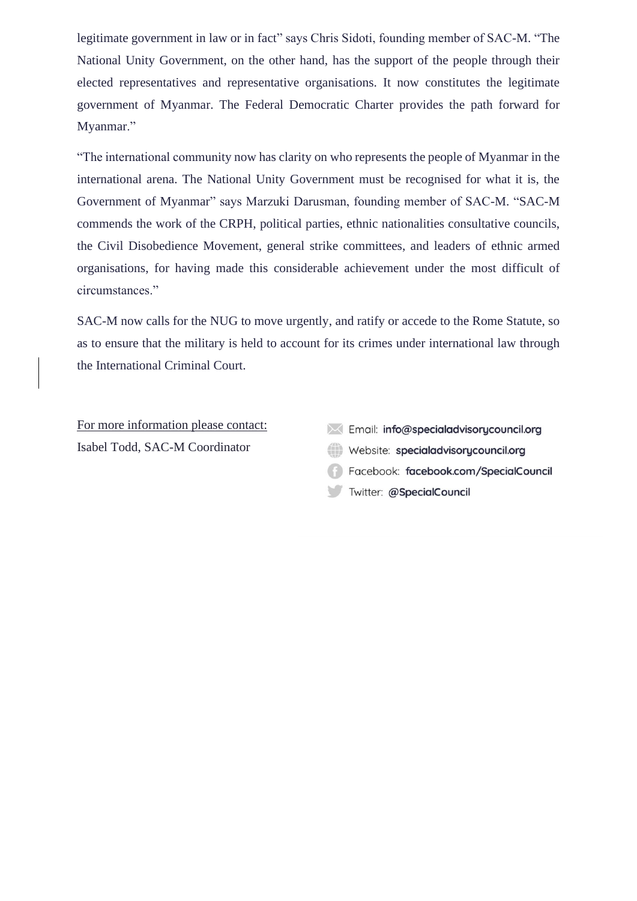legitimate government in law or in fact" says Chris Sidoti, founding member of SAC-M. "The National Unity Government, on the other hand, has the support of the people through their elected representatives and representative organisations. It now constitutes the legitimate government of Myanmar. The Federal Democratic Charter provides the path forward for Myanmar."

"The international community now has clarity on who represents the people of Myanmar in the international arena. The National Unity Government must be recognised for what it is, the Government of Myanmar" says Marzuki Darusman, founding member of SAC-M. "SAC-M commends the work of the CRPH, political parties, ethnic nationalities consultative councils, the Civil Disobedience Movement, general strike committees, and leaders of ethnic armed organisations, for having made this considerable achievement under the most difficult of circumstances."

SAC-M now calls for the NUG to move urgently, and ratify or accede to the Rome Statute, so as to ensure that the military is held to account for its crimes under international law through the International Criminal Court.

For more information please contact:
Isabel Todd, SAC-M Coordinator

Email: **info@specialadvisorycouncil.org**
Website: **specialadvisorycouncil.org**
Facebook: **facebook.com/SpecialCouncil**
Twitter: **@SpecialCouncil**